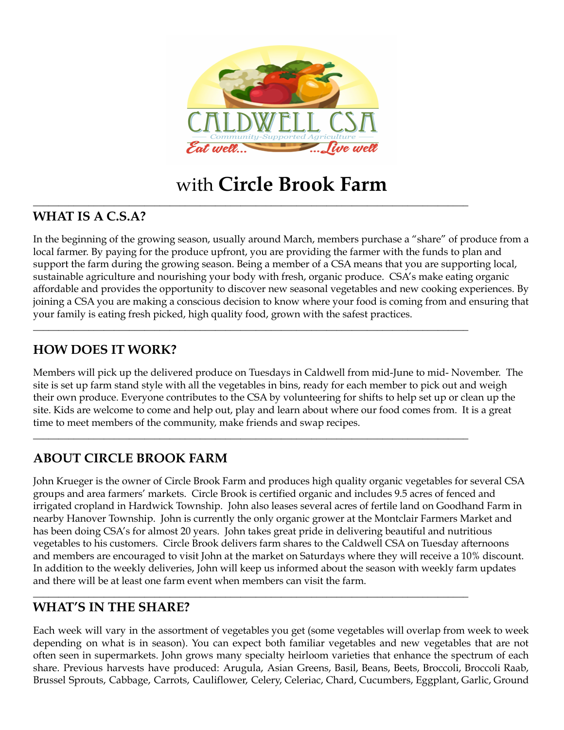CALDWELL CSA

Community-Supported Agriculture

*Eat well... ...Live well*

# with **Circle Brook Farm**

---

## WHAT IS A C.S.A?

In the beginning of the growing season, usually around March, members purchase a "share" of produce from a local farmer. By paying for the produce upfront, you are providing the farmer with the funds to plan and support the farm during the growing season. Being a member of a CSA means that you are supporting local, sustainable agriculture and nourishing your body with fresh, organic produce. CSA's make eating organic affordable and provides the opportunity to discover new seasonal vegetables and new cooking experiences. By joining a CSA you are making a conscious decision to know where your food is coming from and ensuring that your family is eating fresh picked, high quality food, grown with the safest practices.

---

## HOW DOES IT WORK?

Members will pick up the delivered produce on Tuesdays in Caldwell from mid-June to mid- November. The site is set up farm stand style with all the vegetables in bins, ready for each member to pick out and weigh their own produce. Everyone contributes to the CSA by volunteering for shifts to help set up or clean up the site. Kids are welcome to come and help out, play and learn about where our food comes from. It is a great time to meet members of the community, make friends and swap recipes.

---

## ABOUT CIRCLE BROOK FARM

John Krueger is the owner of Circle Brook Farm and produces high quality organic vegetables for several CSA groups and area farmers' markets. Circle Brook is certified organic and includes 9.5 acres of fenced and irrigated cropland in Hardwick Township. John also leases several acres of fertile land on Goodhand Farm in nearby Hanover Township. John is currently the only organic grower at the Montclair Farmers Market and has been doing CSA's for almost 20 years. John takes great pride in delivering beautiful and nutritious vegetables to his customers. Circle Brook delivers farm shares to the Caldwell CSA on Tuesday afternoons and members are encouraged to visit John at the market on Saturdays where they will receive a 10% discount. In addition to the weekly deliveries, John will keep us informed about the season with weekly farm updates and there will be at least one farm event when members can visit the farm.

---

## WHAT'S IN THE SHARE?

Each week will vary in the assortment of vegetables you get (some vegetables will overlap from week to week depending on what is in season). You can expect both familiar vegetables and new vegetables that are not often seen in supermarkets. John grows many specialty heirloom varieties that enhance the spectrum of each share. Previous harvests have produced: Arugula, Asian Greens, Basil, Beans, Beets, Broccoli, Broccoli Raab, Brussel Sprouts, Cabbage, Carrots, Cauliflower, Celery, Celeriac, Chard, Cucumbers, Eggplant, Garlic, Ground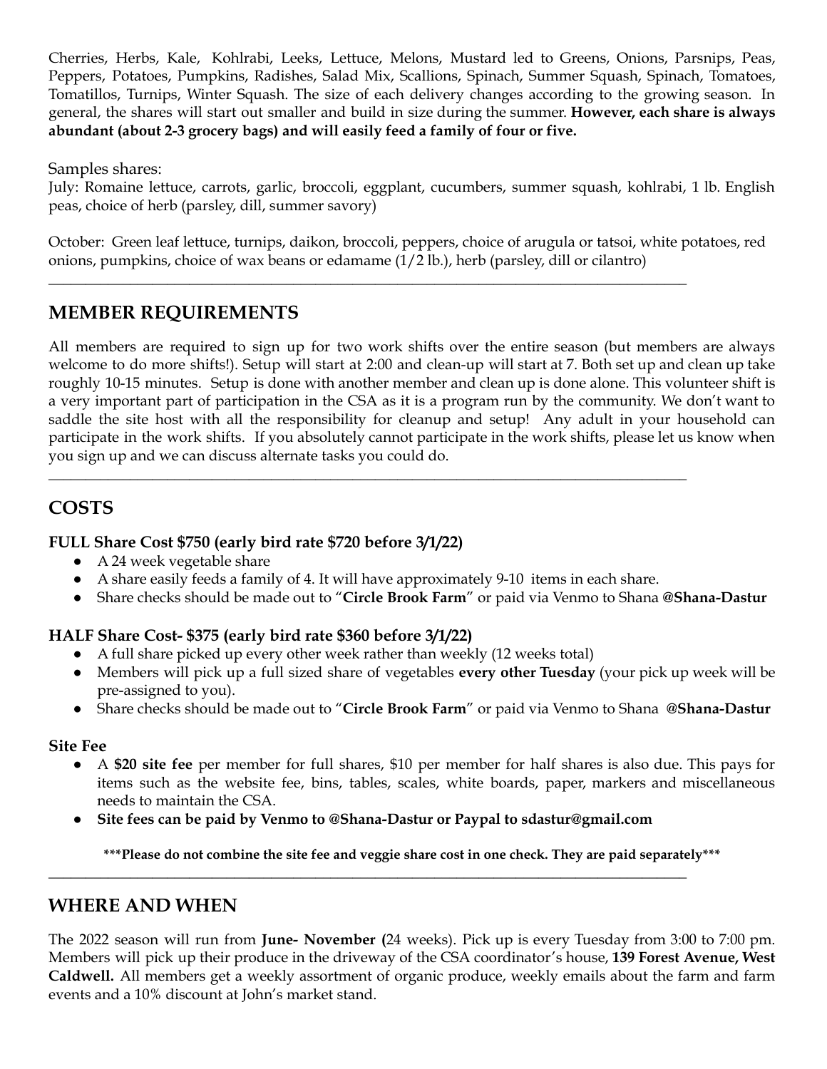Cherries, Herbs, Kale, Kohlrabi, Leeks, Lettuce, Melons, Mustard led to Greens, Onions, Parsnips, Peas, Peppers, Potatoes, Pumpkins, Radishes, Salad Mix, Scallions, Spinach, Summer Squash, Spinach, Tomatoes, Tomatillos, Turnips, Winter Squash. The size of each delivery changes according to the growing season. In general, the shares will start out smaller and build in size during the summer. **However, each share is always abundant (about 2-3 grocery bags) and will easily feed a family of four or five.**

Samples shares:

July: Romaine lettuce, carrots, garlic, broccoli, eggplant, cucumbers, summer squash, kohlrabi, 1 lb. English peas, choice of herb (parsley, dill, summer savory)

October: Green leaf lettuce, turnips, daikon, broccoli, peppers, choice of arugula or tatsoi, white potatoes, red onions, pumpkins, choice of wax beans or edamame (1/2 lb.), herb (parsley, dill or cilantro)

---

## MEMBER REQUIREMENTS

All members are required to sign up for two work shifts over the entire season (but members are always welcome to do more shifts!). Setup will start at 2:00 and clean-up will start at 7. Both set up and clean up take roughly 10-15 minutes. Setup is done with another member and clean up is done alone. This volunteer shift is a very important part of participation in the CSA as it is a program run by the community. We don't want to saddle the site host with all the responsibility for cleanup and setup! Any adult in your household can participate in the work shifts. If you absolutely cannot participate in the work shifts, please let us know when you sign up and we can discuss alternate tasks you could do.

---

## COSTS

### FULL Share Cost $750 (early bird rate $720 before 3/1/22)

- A 24 week vegetable share
- A share easily feeds a family of 4. It will have approximately 9-10 items in each share.
- Share checks should be made out to "**Circle Brook Farm**" or paid via Venmo to Shana **@Shana-Dastur**

### HALF Share Cost- $375 (early bird rate $360 before 3/1/22)

- A full share picked up every other week rather than weekly (12 weeks total)
- Members will pick up a full sized share of vegetables **every other Tuesday** (your pick up week will be pre-assigned to you).
- Share checks should be made out to "**Circle Brook Farm**" or paid via Venmo to Shana **@Shana-Dastur**

### Site Fee

- A **$20 site fee** per member for full shares, $10 per member for half shares is also due. This pays for items such as the website fee, bins, tables, scales, white boards, paper, markers and miscellaneous needs to maintain the CSA.
- **Site fees can be paid by Venmo to @Shana-Dastur or Paypal to sdastur@gmail.com**

**\*\*\*Please do not combine the site fee and veggie share cost in one check. They are paid separately\*\*\***

---

## WHERE AND WHEN

The 2022 season will run from **June- November (**24 weeks). Pick up is every Tuesday from 3:00 to 7:00 pm. Members will pick up their produce in the driveway of the CSA coordinator's house, **139 Forest Avenue, West Caldwell.** All members get a weekly assortment of organic produce, weekly emails about the farm and farm events and a 10% discount at John's market stand.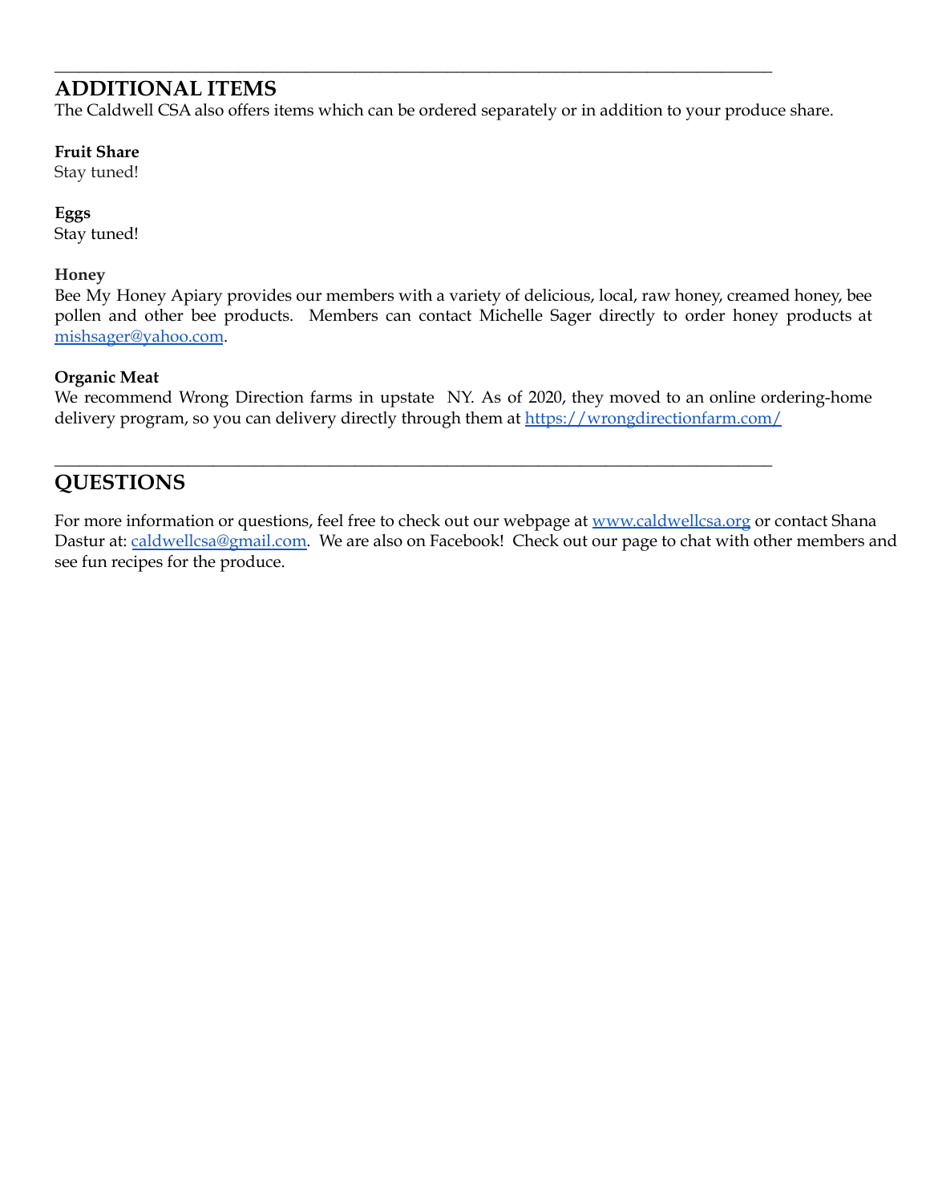---

## ADDITIONAL ITEMS

The Caldwell CSA also offers items which can be ordered separately or in addition to your produce share.

**Fruit Share**
Stay tuned!

**Eggs**
Stay tuned!

**Honey**
Bee My Honey Apiary provides our members with a variety of delicious, local, raw honey, creamed honey, bee pollen and other bee products. Members can contact Michelle Sager directly to order honey products at mishsager@yahoo.com.

**Organic Meat**
We recommend Wrong Direction farms in upstate NY. As of 2020, they moved to an online ordering-home delivery program, so you can delivery directly through them at https://wrongdirectionfarm.com/

---

## QUESTIONS

For more information or questions, feel free to check out our webpage at www.caldwellcsa.org or contact Shana Dastur at: caldwellcsa@gmail.com. We are also on Facebook! Check out our page to chat with other members and see fun recipes for the produce.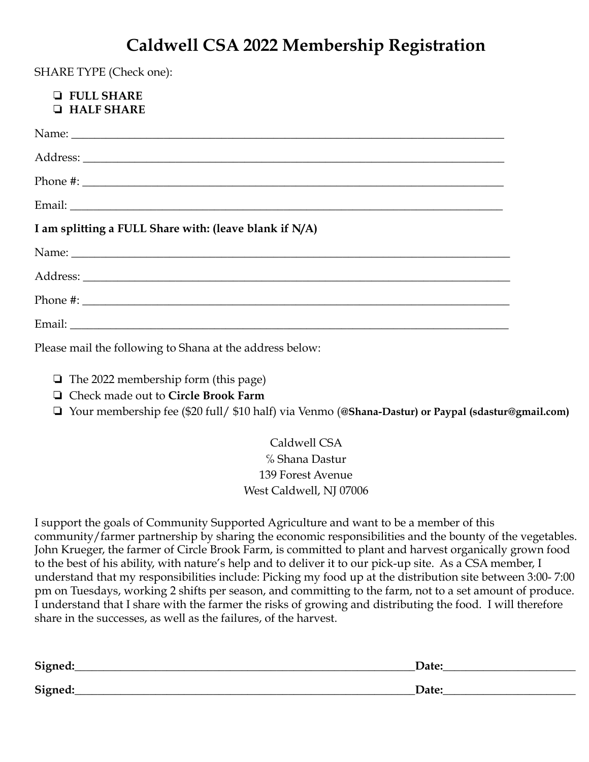# Caldwell CSA 2022 Membership Registration

SHARE TYPE (Check one):

- ❏ **FULL SHARE**
- ❏ **HALF SHARE**

Name: ______________________________________________________________________________

Address: ____________________________________________________________________________

Phone #: ____________________________________________________________________________

Email: ______________________________________________________________________________

**I am splitting a FULL Share with: (leave blank if N/A)**

Name: ______________________________________________________________________________

Address: ____________________________________________________________________________

Phone #: ____________________________________________________________________________

Email: ______________________________________________________________________________

Please mail the following to Shana at the address below:

- ❏ The 2022 membership form (this page)
- ❏ Check made out to **Circle Brook Farm**
- ❏ Your membership fee ($20 full/ $10 half) via Venmo (**@Shana-Dastur) or Paypal (sdastur@gmail.com)**

Caldwell CSA
% Shana Dastur
139 Forest Avenue
West Caldwell, NJ 07006

I support the goals of Community Supported Agriculture and want to be a member of this community/farmer partnership by sharing the economic responsibilities and the bounty of the vegetables. John Krueger, the farmer of Circle Brook Farm, is committed to plant and harvest organically grown food to the best of his ability, with nature's help and to deliver it to our pick-up site. As a CSA member, I understand that my responsibilities include: Picking my food up at the distribution site between 3:00- 7:00 pm on Tuesdays, working 2 shifts per season, and committing to the farm, not to a set amount of produce. I understand that I share with the farmer the risks of growing and distributing the food. I will therefore share in the successes, as well as the failures, of the harvest.

**Signed:**_____________________________________________________________**Date:**______________________

**Signed:**_____________________________________________________________**Date:**______________________